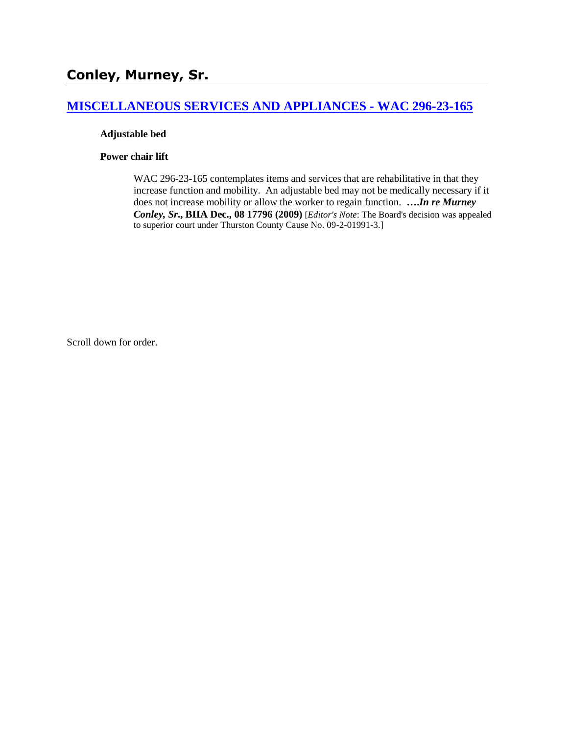## Conley, Murney, Sr.

## [MISCELLANEOUS SERVICES AND APPLIANCES - WAC 296-23-165]()

**Adjustable bed**

**Power chair lift**

WAC 296-23-165 contemplates items and services that are rehabilitative in that they increase function and mobility. An adjustable bed may not be medically necessary if it does not increase mobility or allow the worker to regain function. ***….In re Murney Conley, Sr.*, BIIA Dec., 08 17796 (2009)** [*Editor's Note*: The Board's decision was appealed to superior court under Thurston County Cause No. 09-2-01991-3.]

Scroll down for order.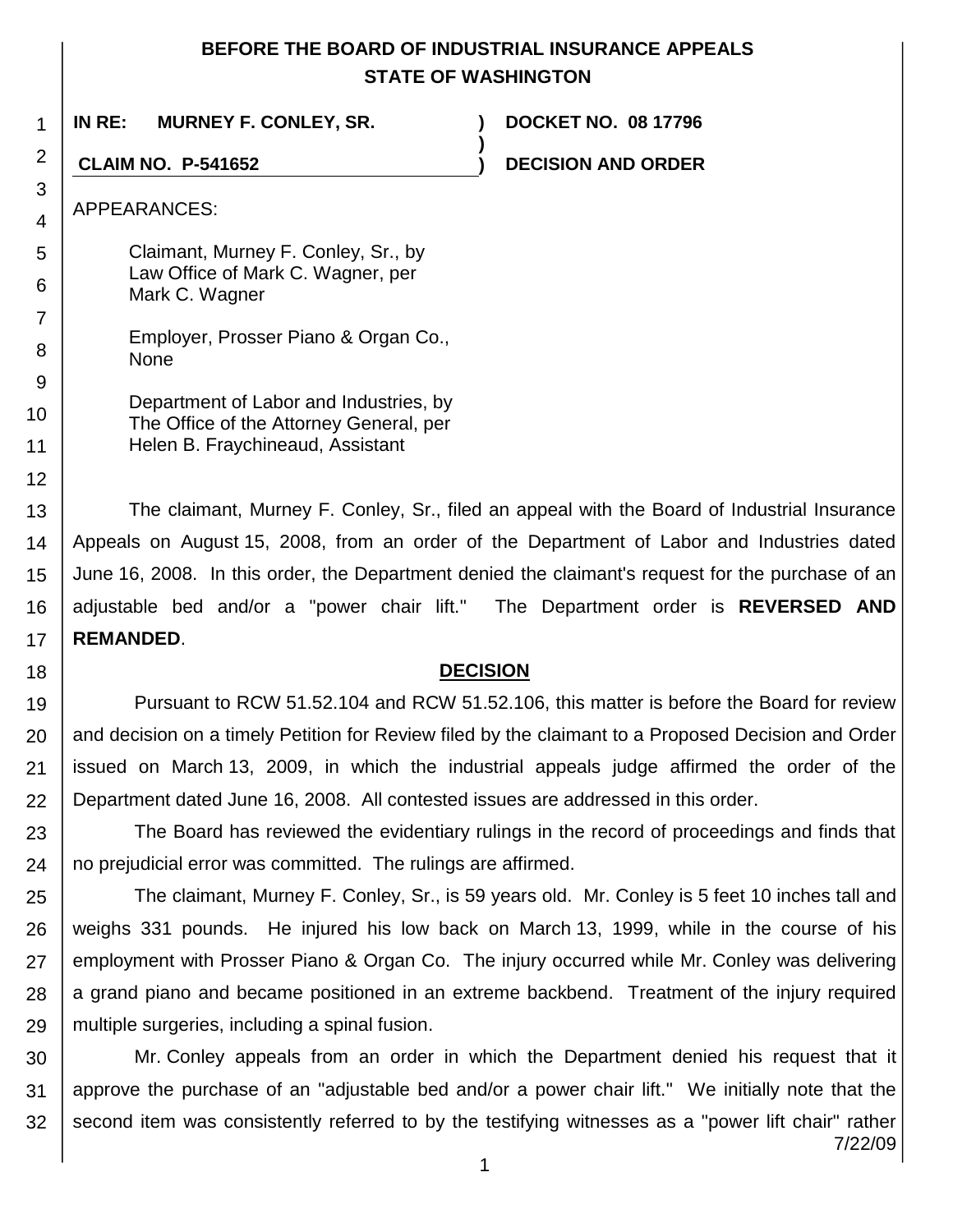**BEFORE THE BOARD OF INDUSTRIAL INSURANCE APPEALS**
**STATE OF WASHINGTON**

| | | |
|---|---|---|
| **IN RE: MURNEY F. CONLEY, SR.** | **)** | **DOCKET NO. 08 17796** |
| | **)** | |
| **CLAIM NO. P-541652** | **)** | **DECISION AND ORDER** |

APPEARANCES:

Claimant, Murney F. Conley, Sr., by
Law Office of Mark C. Wagner, per
Mark C. Wagner

Employer, Prosser Piano & Organ Co.,
None

Department of Labor and Industries, by
The Office of the Attorney General, per
Helen B. Fraychineaud, Assistant

The claimant, Murney F. Conley, Sr., filed an appeal with the Board of Industrial Insurance Appeals on August 15, 2008, from an order of the Department of Labor and Industries dated June 16, 2008. In this order, the Department denied the claimant's request for the purchase of an adjustable bed and/or a "power chair lift." The Department order is **REVERSED AND REMANDED**.

## DECISION

Pursuant to RCW 51.52.104 and RCW 51.52.106, this matter is before the Board for review and decision on a timely Petition for Review filed by the claimant to a Proposed Decision and Order issued on March 13, 2009, in which the industrial appeals judge affirmed the order of the Department dated June 16, 2008. All contested issues are addressed in this order.

The Board has reviewed the evidentiary rulings in the record of proceedings and finds that no prejudicial error was committed. The rulings are affirmed.

The claimant, Murney F. Conley, Sr., is 59 years old. Mr. Conley is 5 feet 10 inches tall and weighs 331 pounds. He injured his low back on March 13, 1999, while in the course of his employment with Prosser Piano & Organ Co. The injury occurred while Mr. Conley was delivering a grand piano and became positioned in an extreme backbend. Treatment of the injury required multiple surgeries, including a spinal fusion.

Mr. Conley appeals from an order in which the Department denied his request that it approve the purchase of an "adjustable bed and/or a power chair lift." We initially note that the second item was consistently referred to by the testifying witnesses as a "power lift chair" rather

7/22/09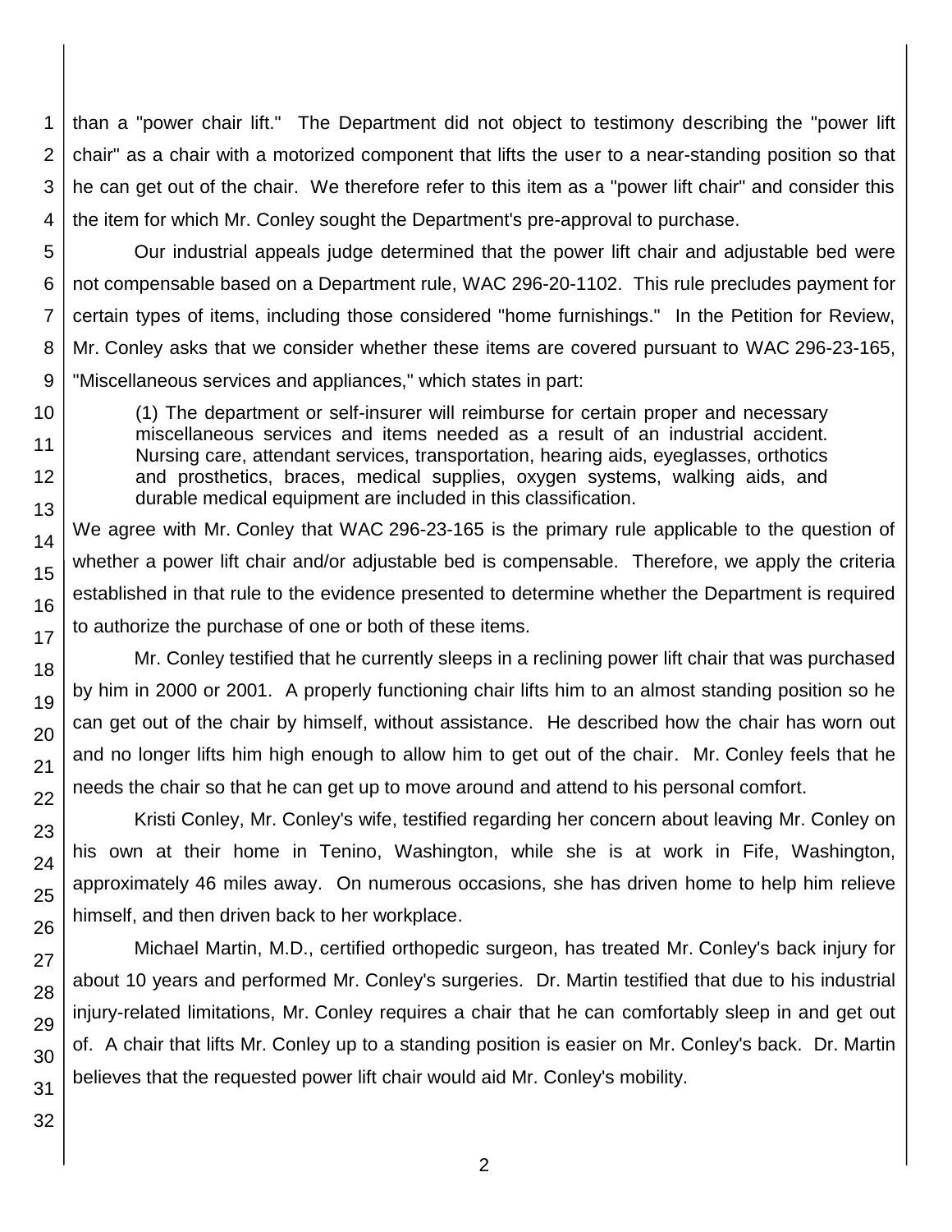than a "power chair lift." The Department did not object to testimony describing the "power lift chair" as a chair with a motorized component that lifts the user to a near-standing position so that he can get out of the chair. We therefore refer to this item as a "power lift chair" and consider this the item for which Mr. Conley sought the Department's pre-approval to purchase.

Our industrial appeals judge determined that the power lift chair and adjustable bed were not compensable based on a Department rule, WAC 296-20-1102. This rule precludes payment for certain types of items, including those considered "home furnishings." In the Petition for Review, Mr. Conley asks that we consider whether these items are covered pursuant to WAC 296-23-165, "Miscellaneous services and appliances," which states in part:

> (1) The department or self-insurer will reimburse for certain proper and necessary miscellaneous services and items needed as a result of an industrial accident. Nursing care, attendant services, transportation, hearing aids, eyeglasses, orthotics and prosthetics, braces, medical supplies, oxygen systems, walking aids, and durable medical equipment are included in this classification.

We agree with Mr. Conley that WAC 296-23-165 is the primary rule applicable to the question of whether a power lift chair and/or adjustable bed is compensable. Therefore, we apply the criteria established in that rule to the evidence presented to determine whether the Department is required to authorize the purchase of one or both of these items.

Mr. Conley testified that he currently sleeps in a reclining power lift chair that was purchased by him in 2000 or 2001. A properly functioning chair lifts him to an almost standing position so he can get out of the chair by himself, without assistance. He described how the chair has worn out and no longer lifts him high enough to allow him to get out of the chair. Mr. Conley feels that he needs the chair so that he can get up to move around and attend to his personal comfort.

Kristi Conley, Mr. Conley's wife, testified regarding her concern about leaving Mr. Conley on his own at their home in Tenino, Washington, while she is at work in Fife, Washington, approximately 46 miles away. On numerous occasions, she has driven home to help him relieve himself, and then driven back to her workplace.

Michael Martin, M.D., certified orthopedic surgeon, has treated Mr. Conley's back injury for about 10 years and performed Mr. Conley's surgeries. Dr. Martin testified that due to his industrial injury-related limitations, Mr. Conley requires a chair that he can comfortably sleep in and get out of. A chair that lifts Mr. Conley up to a standing position is easier on Mr. Conley's back. Dr. Martin believes that the requested power lift chair would aid Mr. Conley's mobility.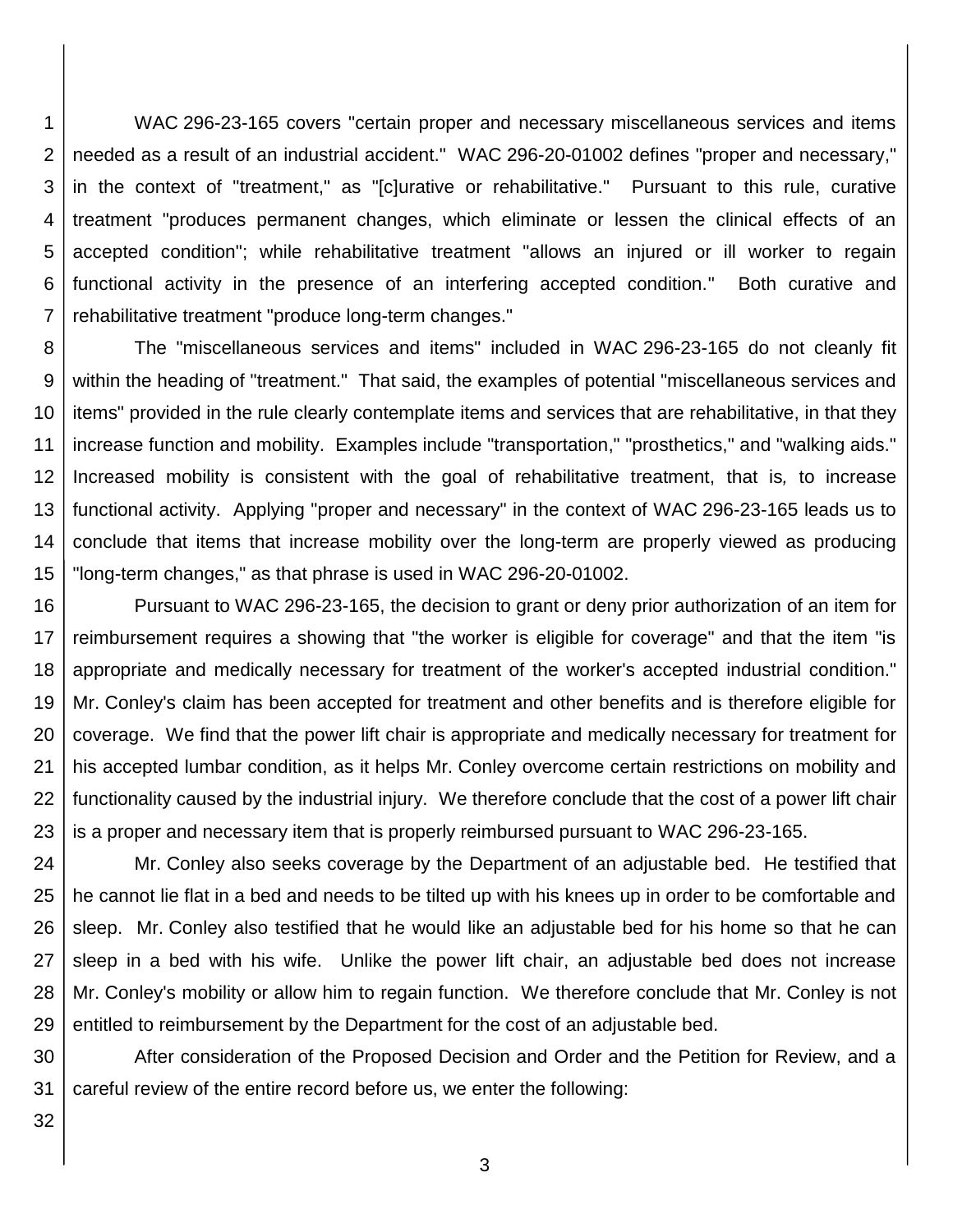WAC 296-23-165 covers "certain proper and necessary miscellaneous services and items needed as a result of an industrial accident." WAC 296-20-01002 defines "proper and necessary," in the context of "treatment," as "[c]urative or rehabilitative." Pursuant to this rule, curative treatment "produces permanent changes, which eliminate or lessen the clinical effects of an accepted condition"; while rehabilitative treatment "allows an injured or ill worker to regain functional activity in the presence of an interfering accepted condition." Both curative and rehabilitative treatment "produce long-term changes."

The "miscellaneous services and items" included in WAC 296-23-165 do not cleanly fit within the heading of "treatment." That said, the examples of potential "miscellaneous services and items" provided in the rule clearly contemplate items and services that are rehabilitative, in that they increase function and mobility. Examples include "transportation," "prosthetics," and "walking aids." Increased mobility is consistent with the goal of rehabilitative treatment, that is, to increase functional activity. Applying "proper and necessary" in the context of WAC 296-23-165 leads us to conclude that items that increase mobility over the long-term are properly viewed as producing "long-term changes," as that phrase is used in WAC 296-20-01002.

Pursuant to WAC 296-23-165, the decision to grant or deny prior authorization of an item for reimbursement requires a showing that "the worker is eligible for coverage" and that the item "is appropriate and medically necessary for treatment of the worker's accepted industrial condition." Mr. Conley's claim has been accepted for treatment and other benefits and is therefore eligible for coverage. We find that the power lift chair is appropriate and medically necessary for treatment for his accepted lumbar condition, as it helps Mr. Conley overcome certain restrictions on mobility and functionality caused by the industrial injury. We therefore conclude that the cost of a power lift chair is a proper and necessary item that is properly reimbursed pursuant to WAC 296-23-165.

Mr. Conley also seeks coverage by the Department of an adjustable bed. He testified that he cannot lie flat in a bed and needs to be tilted up with his knees up in order to be comfortable and sleep. Mr. Conley also testified that he would like an adjustable bed for his home so that he can sleep in a bed with his wife. Unlike the power lift chair, an adjustable bed does not increase Mr. Conley's mobility or allow him to regain function. We therefore conclude that Mr. Conley is not entitled to reimbursement by the Department for the cost of an adjustable bed.

After consideration of the Proposed Decision and Order and the Petition for Review, and a careful review of the entire record before us, we enter the following: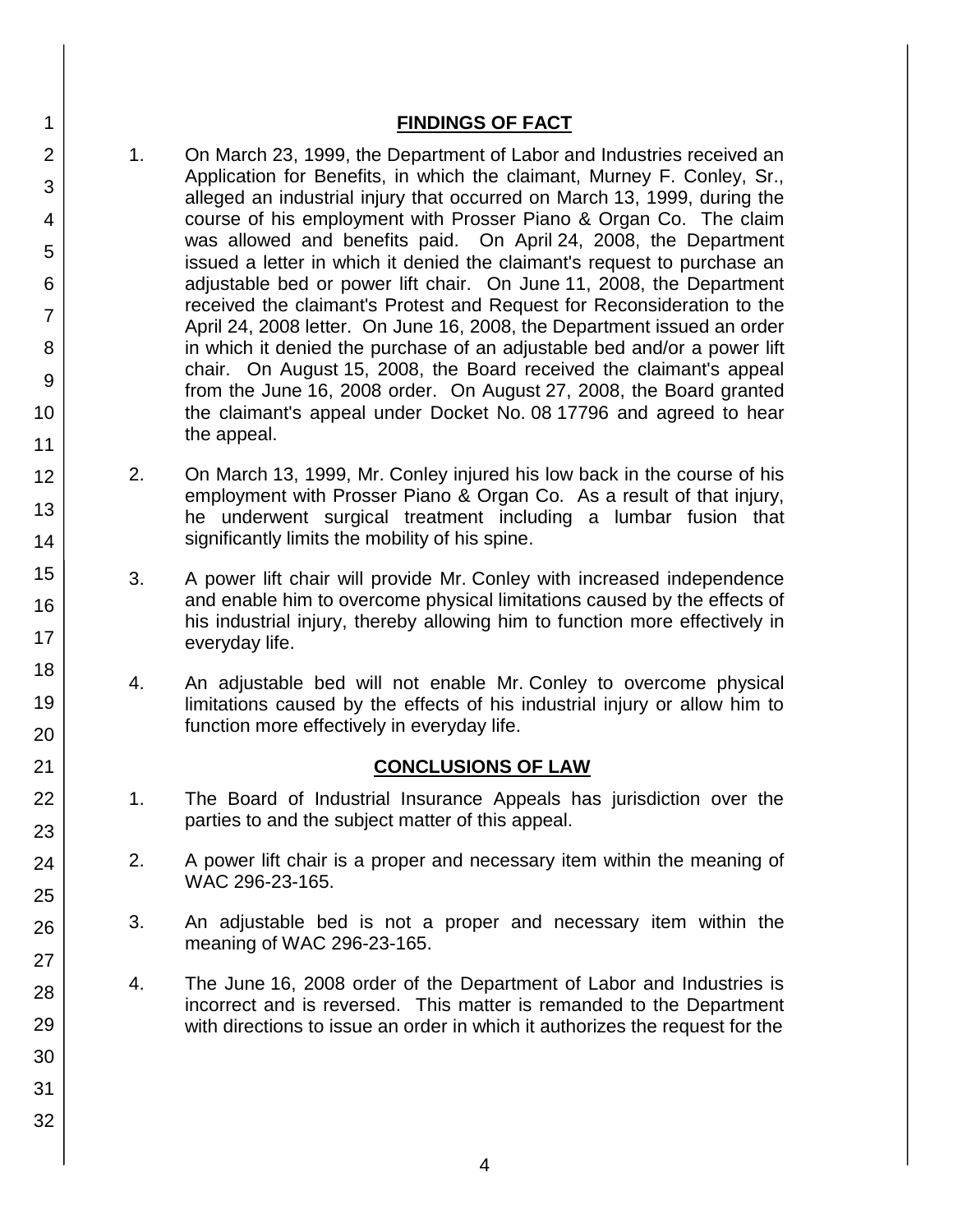## FINDINGS OF FACT

1. On March 23, 1999, the Department of Labor and Industries received an Application for Benefits, in which the claimant, Murney F. Conley, Sr., alleged an industrial injury that occurred on March 13, 1999, during the course of his employment with Prosser Piano & Organ Co. The claim was allowed and benefits paid. On April 24, 2008, the Department issued a letter in which it denied the claimant's request to purchase an adjustable bed or power lift chair. On June 11, 2008, the Department received the claimant's Protest and Request for Reconsideration to the April 24, 2008 letter. On June 16, 2008, the Department issued an order in which it denied the purchase of an adjustable bed and/or a power lift chair. On August 15, 2008, the Board received the claimant's appeal from the June 16, 2008 order. On August 27, 2008, the Board granted the claimant's appeal under Docket No. 08 17796 and agreed to hear the appeal.

2. On March 13, 1999, Mr. Conley injured his low back in the course of his employment with Prosser Piano & Organ Co. As a result of that injury, he underwent surgical treatment including a lumbar fusion that significantly limits the mobility of his spine.

3. A power lift chair will provide Mr. Conley with increased independence and enable him to overcome physical limitations caused by the effects of his industrial injury, thereby allowing him to function more effectively in everyday life.

4. An adjustable bed will not enable Mr. Conley to overcome physical limitations caused by the effects of his industrial injury or allow him to function more effectively in everyday life.

## CONCLUSIONS OF LAW

1. The Board of Industrial Insurance Appeals has jurisdiction over the parties to and the subject matter of this appeal.

2. A power lift chair is a proper and necessary item within the meaning of WAC 296-23-165.

3. An adjustable bed is not a proper and necessary item within the meaning of WAC 296-23-165.

4. The June 16, 2008 order of the Department of Labor and Industries is incorrect and is reversed. This matter is remanded to the Department with directions to issue an order in which it authorizes the request for the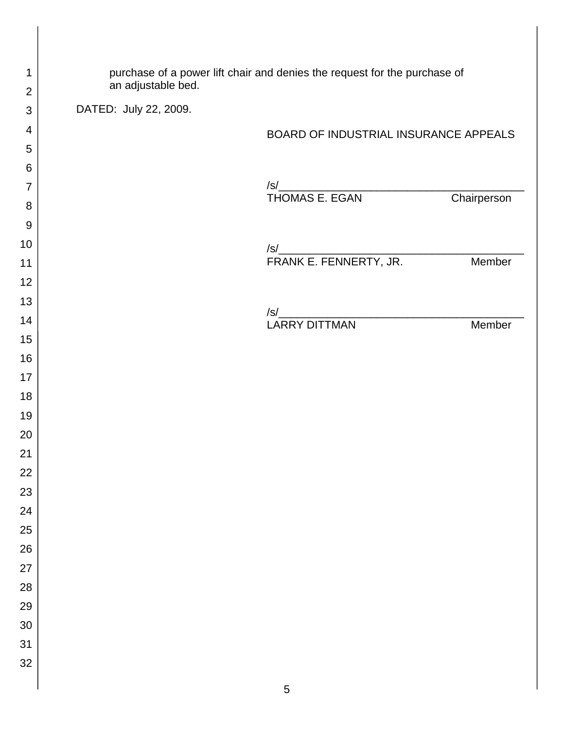purchase of a power lift chair and denies the request for the purchase of an adjustable bed.

DATED: July 22, 2009.

BOARD OF INDUSTRIAL INSURANCE APPEALS

/s/\_\_\_\_\_\_\_\_\_\_\_\_\_\_\_\_\_\_\_\_\_\_\_\_\_\_\_\_\_\_\_\_\_\_\_\_\_\_\_\_
THOMAS E. EGAN Chairperson

/s/\_\_\_\_\_\_\_\_\_\_\_\_\_\_\_\_\_\_\_\_\_\_\_\_\_\_\_\_\_\_\_\_\_\_\_\_\_\_\_\_
FRANK E. FENNERTY, JR. Member

/s/\_\_\_\_\_\_\_\_\_\_\_\_\_\_\_\_\_\_\_\_\_\_\_\_\_\_\_\_\_\_\_\_\_\_\_\_\_\_\_\_
LARRY DITTMAN Member